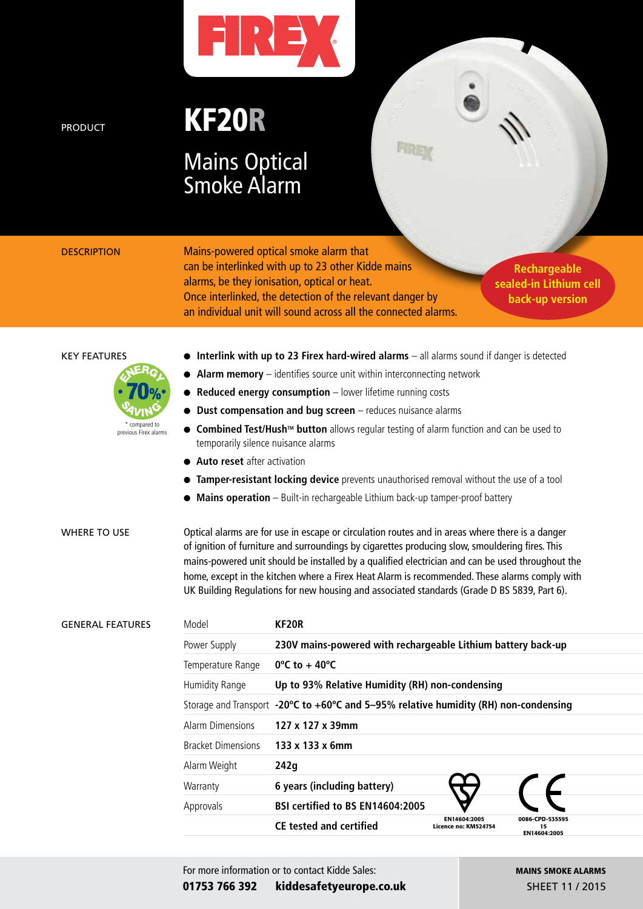FIREX

PRODUCT

# KF20R

## Mains Optical Smoke Alarm

DESCRIPTION

Mains-powered optical smoke alarm that can be interlinked with up to 23 other Kidde mains alarms, be they ionisation, optical or heat. Once interlinked, the detection of the relevant danger by an individual unit will sound across all the connected alarms.

**Rechargeable sealed-in Lithium cell back-up version**

KEY FEATURES

ENERGY 70% SAVING*

* compared to previous Firex alarms

- **Interlink with up to 23 Firex hard-wired alarms** – all alarms sound if danger is detected
- **Alarm memory** – identifies source unit within interconnecting network
- **Reduced energy consumption** – lower lifetime running costs
- **Dust compensation and bug screen** – reduces nuisance alarms
- **Combined Test/Hush™ button** allows regular testing of alarm function and can be used to temporarily silence nuisance alarms
- **Auto reset** after activation
- **Tamper-resistant locking device** prevents unauthorised removal without the use of a tool
- **Mains operation** – Built-in rechargeable Lithium back-up tamper-proof battery

WHERE TO USE

Optical alarms are for use in escape or circulation routes and in areas where there is a danger of ignition of furniture and surroundings by cigarettes producing slow, smouldering fires. This mains-powered unit should be installed by a qualified electrician and can be used throughout the home, except in the kitchen where a Firex Heat Alarm is recommended. These alarms comply with UK Building Regulations for new housing and associated standards (Grade D BS 5839, Part 6).

GENERAL FEATURES

| Model | **KF20R** |
|---|---|
| Power Supply | **230V mains-powered with rechargeable Lithium battery back-up** |
| Temperature Range | **0°C to + 40°C** |
| Humidity Range | **Up to 93% Relative Humidity (RH) non-condensing** |
| Storage and Transport | **-20°C to +60°C and 5–95% relative humidity (RH) non-condensing** |
| Alarm Dimensions | **127 x 127 x 39mm** |
| Bracket Dimensions | **133 x 133 x 6mm** |
| Alarm Weight | **242g** |
| Warranty | **6 years (including battery)** |
| Approvals | **BSI certified to BS EN14604:2005** |
| | **CE tested and certified** |

EN14604:2005 Licence no: KM524754

0086-CPD-535595 15 EN14604:2005

For more information or to contact Kidde Sales:
**01753 766 392** **kiddesafetyeurope.co.uk**

**MAINS SMOKE ALARMS**
SHEET 11 / 2015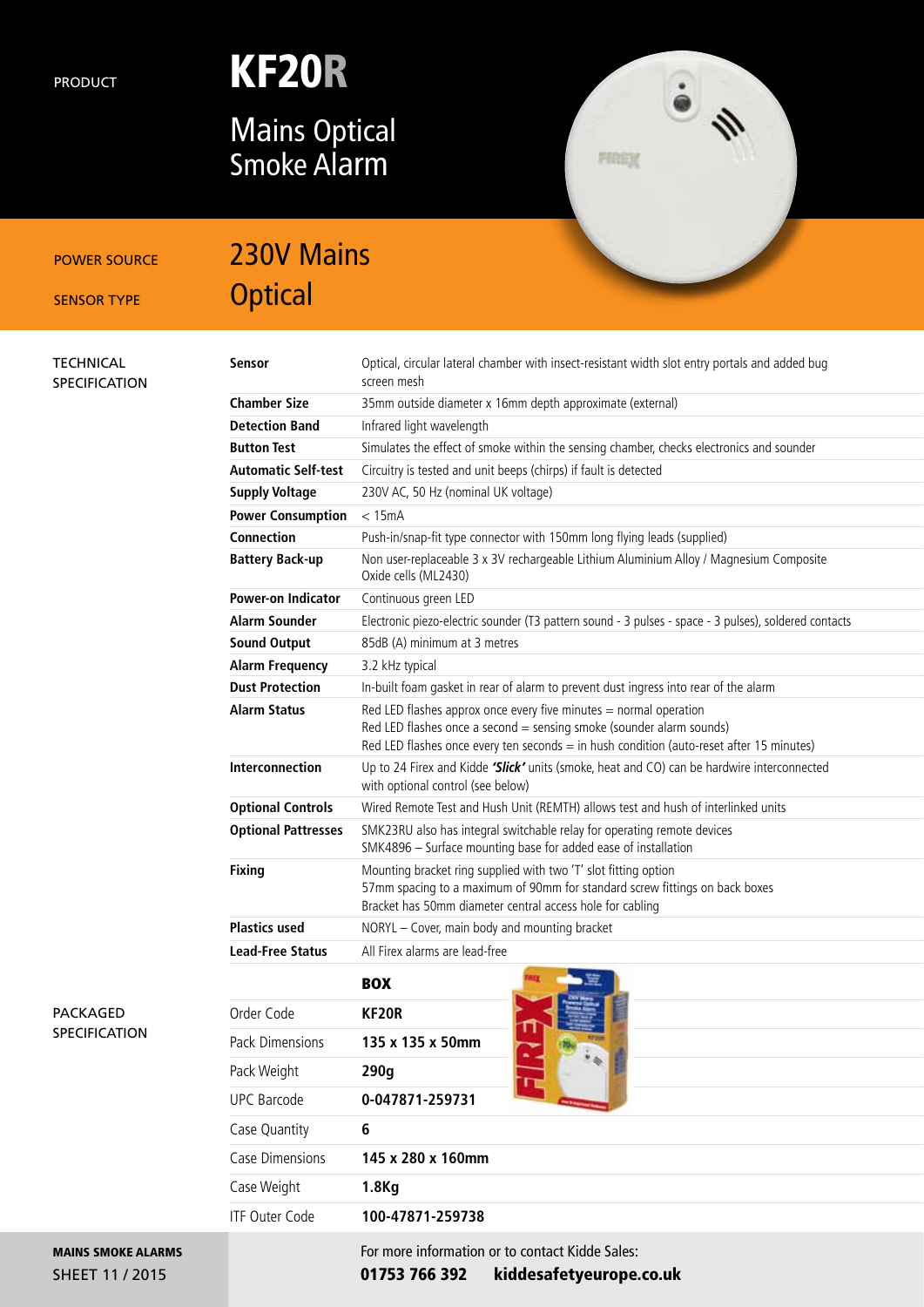PRODUCT

# KF20R

## Mains Optical Smoke Alarm

POWER SOURCE **230V Mains**

SENSOR TYPE **Optical**

### TECHNICAL SPECIFICATION

| | |
|---|---|
| **Sensor** | Optical, circular lateral chamber with insect-resistant width slot entry portals and added bug screen mesh |
| **Chamber Size** | 35mm outside diameter x 16mm depth approximate (external) |
| **Detection Band** | Infrared light wavelength |
| **Button Test** | Simulates the effect of smoke within the sensing chamber, checks electronics and sounder |
| **Automatic Self-test** | Circuitry is tested and unit beeps (chirps) if fault is detected |
| **Supply Voltage** | 230V AC, 50 Hz (nominal UK voltage) |
| **Power Consumption** | < 15mA |
| **Connection** | Push-in/snap-fit type connector with 150mm long flying leads (supplied) |
| **Battery Back-up** | Non user-replaceable 3 x 3V rechargeable Lithium Aluminium Alloy / Magnesium Composite Oxide cells (ML2430) |
| **Power-on Indicator** | Continuous green LED |
| **Alarm Sounder** | Electronic piezo-electric sounder (T3 pattern sound - 3 pulses - space - 3 pulses), soldered contacts |
| **Sound Output** | 85dB (A) minimum at 3 metres |
| **Alarm Frequency** | 3.2 kHz typical |
| **Dust Protection** | In-built foam gasket in rear of alarm to prevent dust ingress into rear of the alarm |
| **Alarm Status** | Red LED flashes approx once every five minutes = normal operation<br>Red LED flashes once a second = sensing smoke (sounder alarm sounds)<br>Red LED flashes once every ten seconds = in hush condition (auto-reset after 15 minutes) |
| **Interconnection** | Up to 24 Firex and Kidde ***'Slick'*** units (smoke, heat and CO) can be hardwire interconnected with optional control (see below) |
| **Optional Controls** | Wired Remote Test and Hush Unit (REMTH) allows test and hush of interlinked units |
| **Optional Pattresses** | SMK23RU also has integral switchable relay for operating remote devices<br>SMK4896 – Surface mounting base for added ease of installation |
| **Fixing** | Mounting bracket ring supplied with two 'T' slot fitting option<br>57mm spacing to a maximum of 90mm for standard screw fittings on back boxes<br>Bracket has 50mm diameter central access hole for cabling |
| **Plastics used** | NORYL – Cover, main body and mounting bracket |
| **Lead-Free Status** | All Firex alarms are lead-free |

### PACKAGED SPECIFICATION

| | **BOX** |
|---|---|
| Order Code | **KF20R** |
| Pack Dimensions | **135 x 135 x 50mm** |
| Pack Weight | **290g** |
| UPC Barcode | **0-047871-259731** |
| Case Quantity | **6** |
| Case Dimensions | **145 x 280 x 160mm** |
| Case Weight | **1.8Kg** |
| ITF Outer Code | **100-47871-259738** |

**MAINS SMOKE ALARMS**
SHEET 11 / 2015

For more information or to contact Kidde Sales:
**01753 766 392 kiddesafetyeurope.co.uk**